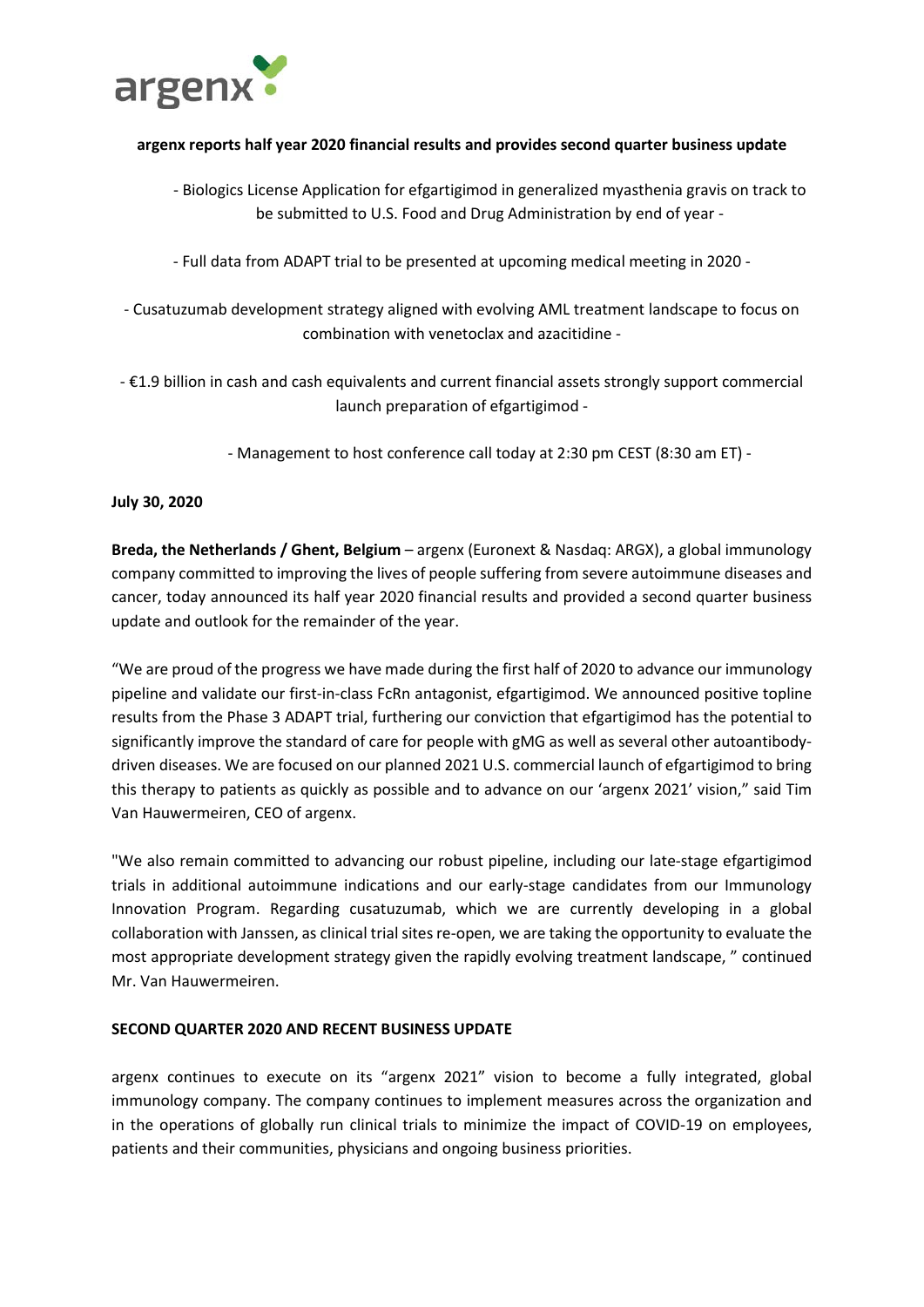**argenx reports half year 2020 financial results and provides second quarter business update**

- Biologics License Application for efgartigimod in generalized myasthenia gravis on track to be submitted to U.S. Food and Drug Administration by end of year -

- Full data from ADAPT trial to be presented at upcoming medical meeting in 2020 -

- Cusatuzumab development strategy aligned with evolving AML treatment landscape to focus on combination with venetoclax and azacitidine -

- €1.9 billion in cash and cash equivalents and current financial assets strongly support commercial launch preparation of efgartigimod -

- Management to host conference call today at 2:30 pm CEST (8:30 am ET) -

**July 30, 2020**

**Breda, the Netherlands / Ghent, Belgium** – argenx (Euronext & Nasdaq: ARGX), a global immunology company committed to improving the lives of people suffering from severe autoimmune diseases and cancer, today announced its half year 2020 financial results and provided a second quarter business update and outlook for the remainder of the year.

"We are proud of the progress we have made during the first half of 2020 to advance our immunology pipeline and validate our first-in-class FcRn antagonist, efgartigimod. We announced positive topline results from the Phase 3 ADAPT trial, furthering our conviction that efgartigimod has the potential to significantly improve the standard of care for people with gMG as well as several other autoantibody-driven diseases. We are focused on our planned 2021 U.S. commercial launch of efgartigimod to bring this therapy to patients as quickly as possible and to advance on our 'argenx 2021' vision," said Tim Van Hauwermeiren, CEO of argenx.

"We also remain committed to advancing our robust pipeline, including our late-stage efgartigimod trials in additional autoimmune indications and our early-stage candidates from our Immunology Innovation Program. Regarding cusatuzumab, which we are currently developing in a global collaboration with Janssen, as clinical trial sites re-open, we are taking the opportunity to evaluate the most appropriate development strategy given the rapidly evolving treatment landscape, " continued Mr. Van Hauwermeiren.

**SECOND QUARTER 2020 AND RECENT BUSINESS UPDATE**

argenx continues to execute on its "argenx 2021" vision to become a fully integrated, global immunology company. The company continues to implement measures across the organization and in the operations of globally run clinical trials to minimize the impact of COVID-19 on employees, patients and their communities, physicians and ongoing business priorities.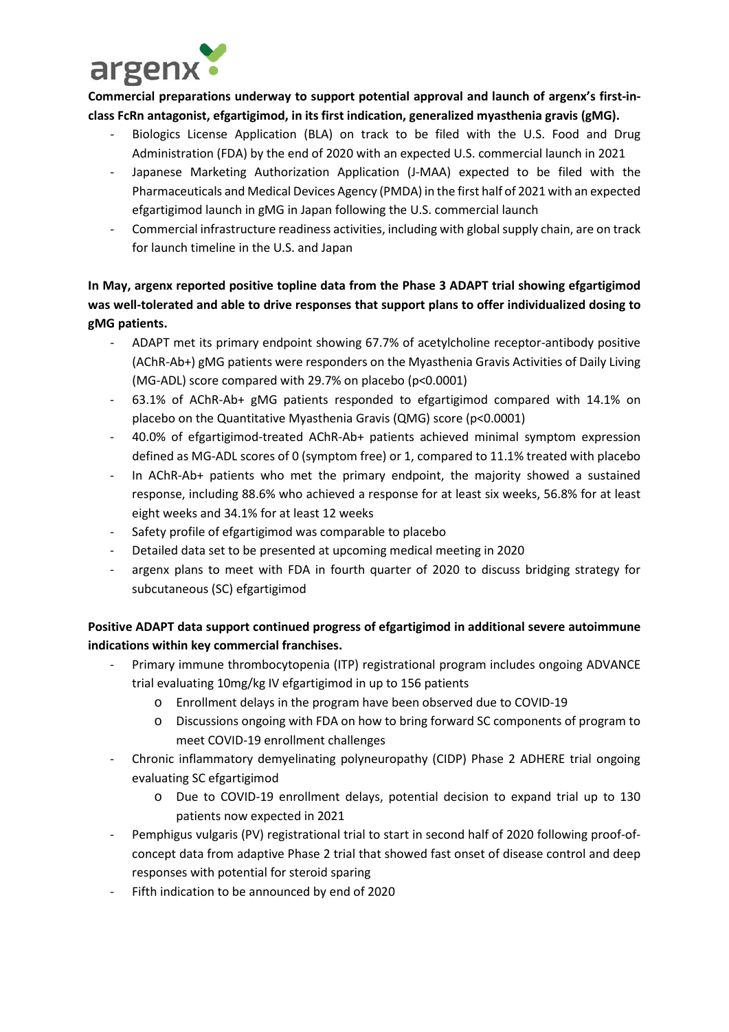**Commercial preparations underway to support potential approval and launch of argenx's first-in-class FcRn antagonist, efgartigimod, in its first indication, generalized myasthenia gravis (gMG).**

- Biologics License Application (BLA) on track to be filed with the U.S. Food and Drug Administration (FDA) by the end of 2020 with an expected U.S. commercial launch in 2021
- Japanese Marketing Authorization Application (J-MAA) expected to be filed with the Pharmaceuticals and Medical Devices Agency (PMDA) in the first half of 2021 with an expected efgartigimod launch in gMG in Japan following the U.S. commercial launch
- Commercial infrastructure readiness activities, including with global supply chain, are on track for launch timeline in the U.S. and Japan

**In May, argenx reported positive topline data from the Phase 3 ADAPT trial showing efgartigimod was well-tolerated and able to drive responses that support plans to offer individualized dosing to gMG patients.**

- ADAPT met its primary endpoint showing 67.7% of acetylcholine receptor-antibody positive (AChR-Ab+) gMG patients were responders on the Myasthenia Gravis Activities of Daily Living (MG-ADL) score compared with 29.7% on placebo ($p<0.0001$)
- 63.1% of AChR-Ab+ gMG patients responded to efgartigimod compared with 14.1% on placebo on the Quantitative Myasthenia Gravis (QMG) score ($p<0.0001$)
- 40.0% of efgartigimod-treated AChR-Ab+ patients achieved minimal symptom expression defined as MG-ADL scores of 0 (symptom free) or 1, compared to 11.1% treated with placebo
- In AChR-Ab+ patients who met the primary endpoint, the majority showed a sustained response, including 88.6% who achieved a response for at least six weeks, 56.8% for at least eight weeks and 34.1% for at least 12 weeks
- Safety profile of efgartigimod was comparable to placebo
- Detailed data set to be presented at upcoming medical meeting in 2020
- argenx plans to meet with FDA in fourth quarter of 2020 to discuss bridging strategy for subcutaneous (SC) efgartigimod

**Positive ADAPT data support continued progress of efgartigimod in additional severe autoimmune indications within key commercial franchises.**

- Primary immune thrombocytopenia (ITP) registrational program includes ongoing ADVANCE trial evaluating 10mg/kg IV efgartigimod in up to 156 patients
  - Enrollment delays in the program have been observed due to COVID-19
  - Discussions ongoing with FDA on how to bring forward SC components of program to meet COVID-19 enrollment challenges
- Chronic inflammatory demyelinating polyneuropathy (CIDP) Phase 2 ADHERE trial ongoing evaluating SC efgartigimod
  - Due to COVID-19 enrollment delays, potential decision to expand trial up to 130 patients now expected in 2021
- Pemphigus vulgaris (PV) registrational trial to start in second half of 2020 following proof-of-concept data from adaptive Phase 2 trial that showed fast onset of disease control and deep responses with potential for steroid sparing
- Fifth indication to be announced by end of 2020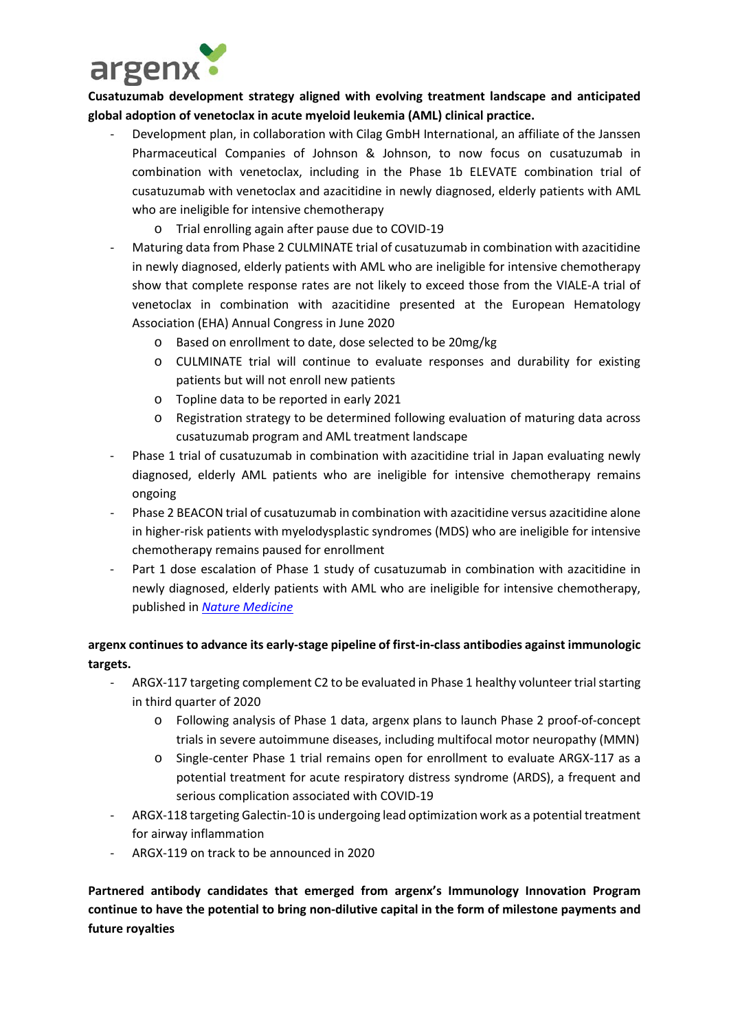**Cusatuzumab development strategy aligned with evolving treatment landscape and anticipated global adoption of venetoclax in acute myeloid leukemia (AML) clinical practice.**

- Development plan, in collaboration with Cilag GmbH International, an affiliate of the Janssen Pharmaceutical Companies of Johnson & Johnson, to now focus on cusatuzumab in combination with venetoclax, including in the Phase 1b ELEVATE combination trial of cusatuzumab with venetoclax and azacitidine in newly diagnosed, elderly patients with AML who are ineligible for intensive chemotherapy
    - Trial enrolling again after pause due to COVID-19
- Maturing data from Phase 2 CULMINATE trial of cusatuzumab in combination with azacitidine in newly diagnosed, elderly patients with AML who are ineligible for intensive chemotherapy show that complete response rates are not likely to exceed those from the VIALE-A trial of venetoclax in combination with azacitidine presented at the European Hematology Association (EHA) Annual Congress in June 2020
    - Based on enrollment to date, dose selected to be 20mg/kg
    - CULMINATE trial will continue to evaluate responses and durability for existing patients but will not enroll new patients
    - Topline data to be reported in early 2021
    - Registration strategy to be determined following evaluation of maturing data across cusatuzumab program and AML treatment landscape
- Phase 1 trial of cusatuzumab in combination with azacitidine trial in Japan evaluating newly diagnosed, elderly AML patients who are ineligible for intensive chemotherapy remains ongoing
- Phase 2 BEACON trial of cusatuzumab in combination with azacitidine versus azacitidine alone in higher-risk patients with myelodysplastic syndromes (MDS) who are ineligible for intensive chemotherapy remains paused for enrollment
- Part 1 dose escalation of Phase 1 study of cusatuzumab in combination with azacitidine in newly diagnosed, elderly patients with AML who are ineligible for intensive chemotherapy, published in *Nature Medicine*

**argenx continues to advance its early-stage pipeline of first-in-class antibodies against immunologic targets.**

- ARGX-117 targeting complement C2 to be evaluated in Phase 1 healthy volunteer trial starting in third quarter of 2020
    - Following analysis of Phase 1 data, argenx plans to launch Phase 2 proof-of-concept trials in severe autoimmune diseases, including multifocal motor neuropathy (MMN)
    - Single-center Phase 1 trial remains open for enrollment to evaluate ARGX-117 as a potential treatment for acute respiratory distress syndrome (ARDS), a frequent and serious complication associated with COVID-19
- ARGX-118 targeting Galectin-10 is undergoing lead optimization work as a potential treatment for airway inflammation
- ARGX-119 on track to be announced in 2020

**Partnered antibody candidates that emerged from argenx's Immunology Innovation Program continue to have the potential to bring non-dilutive capital in the form of milestone payments and future royalties**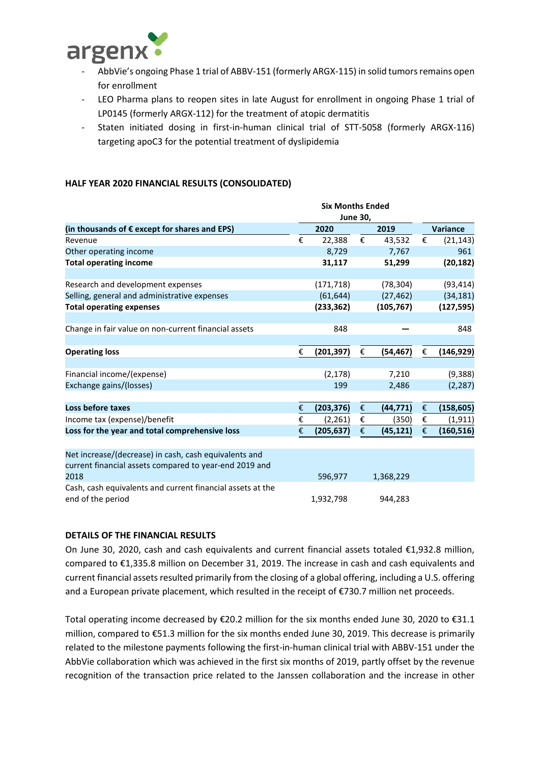- AbbVie's ongoing Phase 1 trial of ABBV-151 (formerly ARGX-115) in solid tumors remains open for enrollment
- LEO Pharma plans to reopen sites in late August for enrollment in ongoing Phase 1 trial of LP0145 (formerly ARGX-112) for the treatment of atopic dermatitis
- Staten initiated dosing in first-in-human clinical trial of STT-5058 (formerly ARGX-116) targeting apoC3 for the potential treatment of dyslipidemia

**HALF YEAR 2020 FINANCIAL RESULTS (CONSOLIDATED)**

| | Six Months Ended June 30, | | |
|---|---|---|---|
| **(in thousands of € except for shares and EPS)** | **2020** | **2019** | **Variance** |
| Revenue | € 22,388 | € 43,532 | € (21,143) |
| Other operating income | 8,729 | 7,767 | 961 |
| **Total operating income** | **31,117** | **51,299** | **(20,182)** |
| | | | |
| Research and development expenses | (171,718) | (78,304) | (93,414) |
| Selling, general and administrative expenses | (61,644) | (27,462) | (34,181) |
| **Total operating expenses** | **(233,362)** | **(105,767)** | **(127,595)** |
| | | | |
| Change in fair value on non-current financial assets | 848 | — | 848 |
| | | | |
| **Operating loss** | **€ (201,397)** | **€ (54,467)** | **€ (146,929)** |
| | | | |
| Financial income/(expense) | (2,178) | 7,210 | (9,388) |
| Exchange gains/(losses) | 199 | 2,486 | (2,287) |
| | | | |
| **Loss before taxes** | **€ (203,376)** | **€ (44,771)** | **€ (158,605)** |
| Income tax (expense)/benefit | € (2,261) | € (350) | € (1,911) |
| **Loss for the year and total comprehensive loss** | **€ (205,637)** | **€ (45,121)** | **€ (160,516)** |
| | | | |
| Net increase/(decrease) in cash, cash equivalents and current financial assets compared to year-end 2019 and 2018 | 596,977 | 1,368,229 | |
| Cash, cash equivalents and current financial assets at the end of the period | 1,932,798 | 944,283 | |

**DETAILS OF THE FINANCIAL RESULTS**

On June 30, 2020, cash and cash equivalents and current financial assets totaled €1,932.8 million, compared to €1,335.8 million on December 31, 2019. The increase in cash and cash equivalents and current financial assets resulted primarily from the closing of a global offering, including a U.S. offering and a European private placement, which resulted in the receipt of €730.7 million net proceeds.

Total operating income decreased by €20.2 million for the six months ended June 30, 2020 to €31.1 million, compared to €51.3 million for the six months ended June 30, 2019. This decrease is primarily related to the milestone payments following the first-in-human clinical trial with ABBV-151 under the AbbVie collaboration which was achieved in the first six months of 2019, partly offset by the revenue recognition of the transaction price related to the Janssen collaboration and the increase in other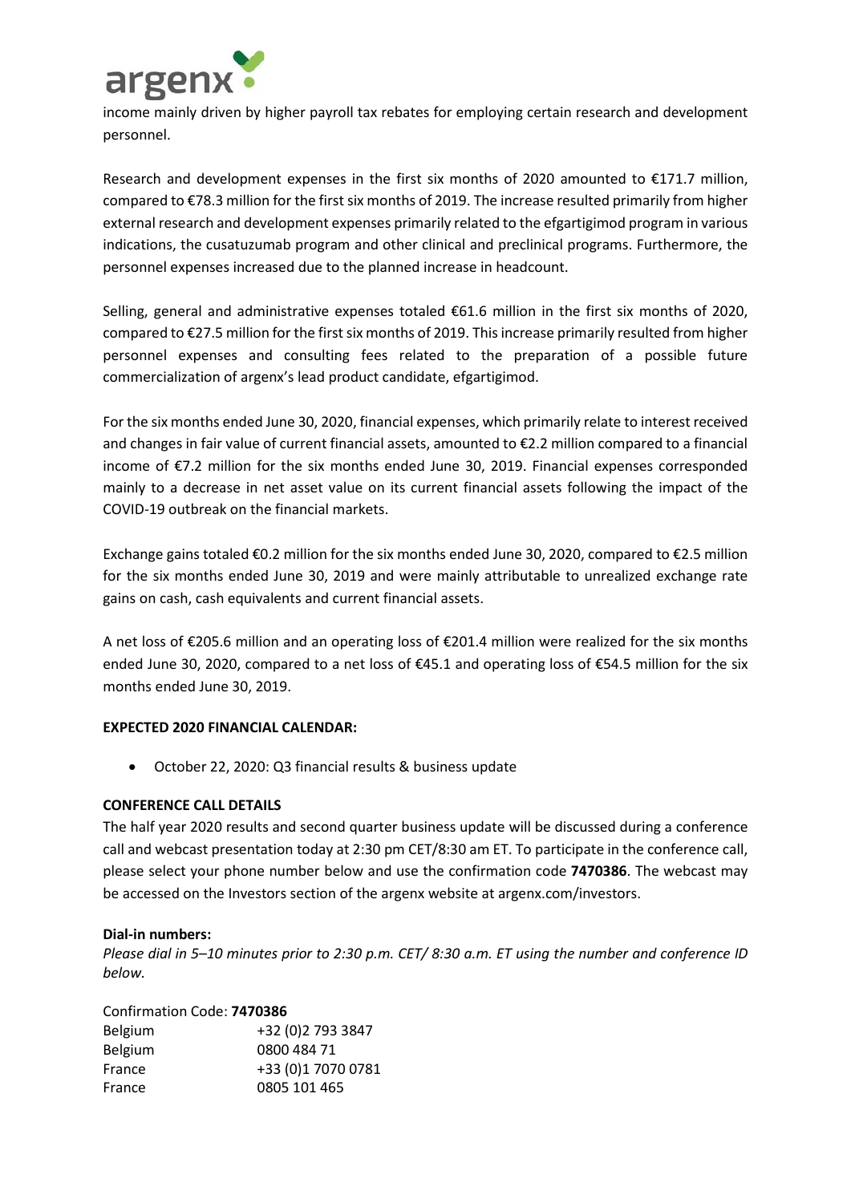income mainly driven by higher payroll tax rebates for employing certain research and development personnel.

Research and development expenses in the first six months of 2020 amounted to €171.7 million, compared to €78.3 million for the first six months of 2019. The increase resulted primarily from higher external research and development expenses primarily related to the efgartigimod program in various indications, the cusatuzumab program and other clinical and preclinical programs. Furthermore, the personnel expenses increased due to the planned increase in headcount.

Selling, general and administrative expenses totaled €61.6 million in the first six months of 2020, compared to €27.5 million for the first six months of 2019. This increase primarily resulted from higher personnel expenses and consulting fees related to the preparation of a possible future commercialization of argenx's lead product candidate, efgartigimod.

For the six months ended June 30, 2020, financial expenses, which primarily relate to interest received and changes in fair value of current financial assets, amounted to €2.2 million compared to a financial income of €7.2 million for the six months ended June 30, 2019. Financial expenses corresponded mainly to a decrease in net asset value on its current financial assets following the impact of the COVID-19 outbreak on the financial markets.

Exchange gains totaled €0.2 million for the six months ended June 30, 2020, compared to €2.5 million for the six months ended June 30, 2019 and were mainly attributable to unrealized exchange rate gains on cash, cash equivalents and current financial assets.

A net loss of €205.6 million and an operating loss of €201.4 million were realized for the six months ended June 30, 2020, compared to a net loss of €45.1 and operating loss of €54.5 million for the six months ended June 30, 2019.

**EXPECTED 2020 FINANCIAL CALENDAR:**

- October 22, 2020: Q3 financial results & business update

**CONFERENCE CALL DETAILS**

The half year 2020 results and second quarter business update will be discussed during a conference call and webcast presentation today at 2:30 pm CET/8:30 am ET. To participate in the conference call, please select your phone number below and use the confirmation code **7470386**. The webcast may be accessed on the Investors section of the argenx website at argenx.com/investors.

**Dial-in numbers:**

*Please dial in 5–10 minutes prior to 2:30 p.m. CET/ 8:30 a.m. ET using the number and conference ID below.*

Confirmation Code: **7470386**

| | |
|---|---|
| Belgium | +32 (0)2 793 3847 |
| Belgium | 0800 484 71 |
| France | +33 (0)1 7070 0781 |
| France | 0805 101 465 |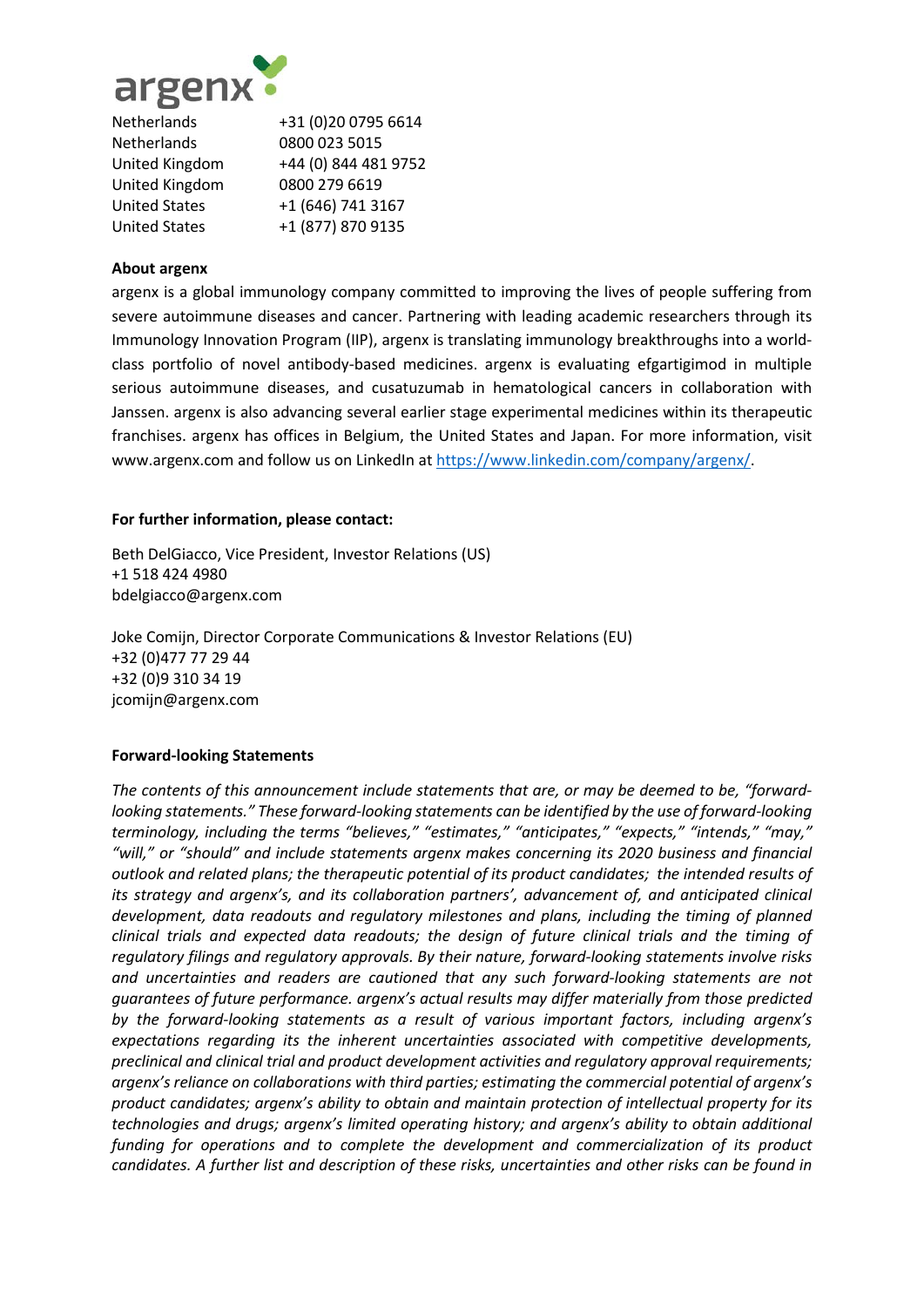| | |
|---|---|
| Netherlands | +31 (0)20 0795 6614 |
| Netherlands | 0800 023 5015 |
| United Kingdom | +44 (0) 844 481 9752 |
| United Kingdom | 0800 279 6619 |
| United States | +1 (646) 741 3167 |
| United States | +1 (877) 870 9135 |

**About argenx**

argenx is a global immunology company committed to improving the lives of people suffering from severe autoimmune diseases and cancer. Partnering with leading academic researchers through its Immunology Innovation Program (IIP), argenx is translating immunology breakthroughs into a world-class portfolio of novel antibody-based medicines. argenx is evaluating efgartigimod in multiple serious autoimmune diseases, and cusatuzumab in hematological cancers in collaboration with Janssen. argenx is also advancing several earlier stage experimental medicines within its therapeutic franchises. argenx has offices in Belgium, the United States and Japan. For more information, visit www.argenx.com and follow us on LinkedIn at https://www.linkedin.com/company/argenx/.

**For further information, please contact:**

Beth DelGiacco, Vice President, Investor Relations (US)
+1 518 424 4980
bdelgiacco@argenx.com

Joke Comijn, Director Corporate Communications & Investor Relations (EU)
+32 (0)477 77 29 44
+32 (0)9 310 34 19
jcomijn@argenx.com

**Forward-looking Statements**

*The contents of this announcement include statements that are, or may be deemed to be, "forward-looking statements." These forward-looking statements can be identified by the use of forward-looking terminology, including the terms "believes," "estimates," "anticipates," "expects," "intends," "may," "will," or "should" and include statements argenx makes concerning its 2020 business and financial outlook and related plans; the therapeutic potential of its product candidates; the intended results of its strategy and argenx's, and its collaboration partners', advancement of, and anticipated clinical development, data readouts and regulatory milestones and plans, including the timing of planned clinical trials and expected data readouts; the design of future clinical trials and the timing of regulatory filings and regulatory approvals. By their nature, forward-looking statements involve risks and uncertainties and readers are cautioned that any such forward-looking statements are not guarantees of future performance. argenx's actual results may differ materially from those predicted by the forward-looking statements as a result of various important factors, including argenx's expectations regarding its the inherent uncertainties associated with competitive developments, preclinical and clinical trial and product development activities and regulatory approval requirements; argenx's reliance on collaborations with third parties; estimating the commercial potential of argenx's product candidates; argenx's ability to obtain and maintain protection of intellectual property for its technologies and drugs; argenx's limited operating history; and argenx's ability to obtain additional funding for operations and to complete the development and commercialization of its product candidates. A further list and description of these risks, uncertainties and other risks can be found in*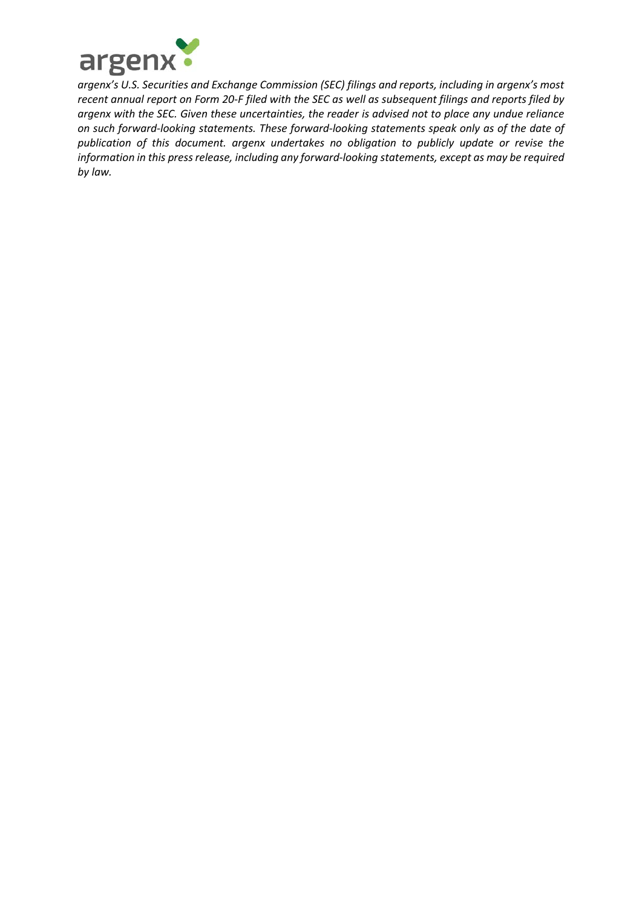*argenx's U.S. Securities and Exchange Commission (SEC) filings and reports, including in argenx's most recent annual report on Form 20-F filed with the SEC as well as subsequent filings and reports filed by argenx with the SEC. Given these uncertainties, the reader is advised not to place any undue reliance on such forward-looking statements. These forward-looking statements speak only as of the date of publication of this document. argenx undertakes no obligation to publicly update or revise the information in this press release, including any forward-looking statements, except as may be required by law.*